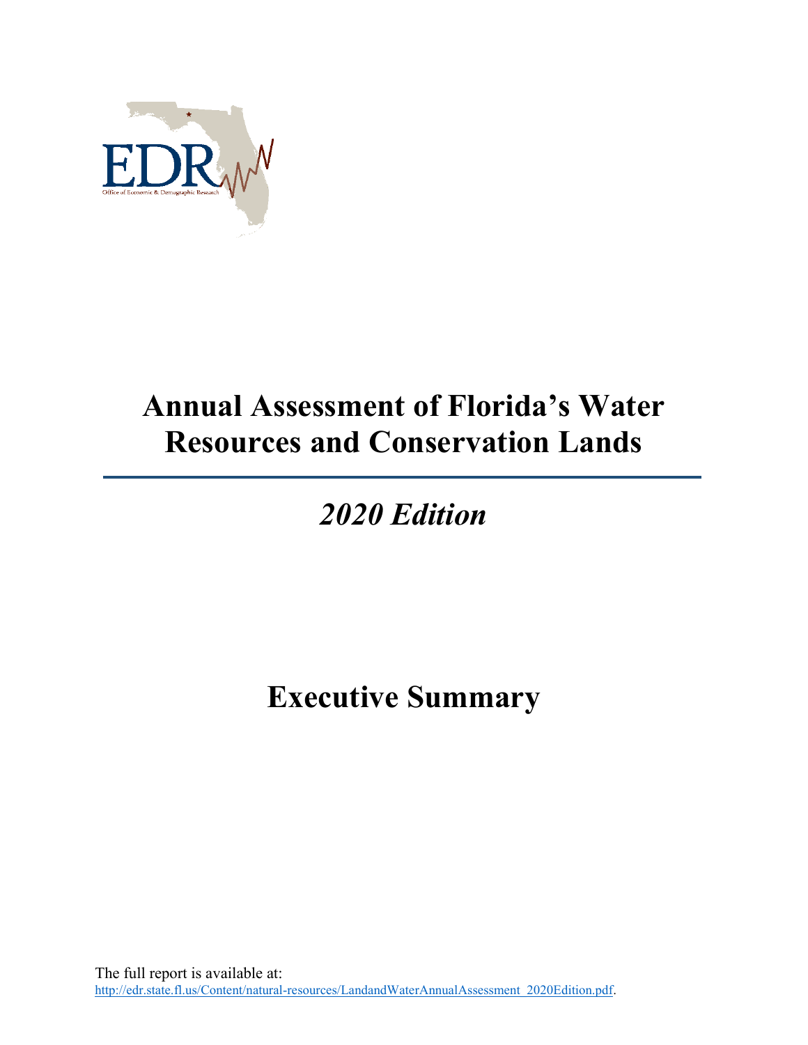# Annual Assessment of Florida's Water Resources and Conservation Lands

## *2020 Edition*

# Executive Summary

The full report is available at:
[http://edr.state.fl.us/Content/natural-resources/LandandWaterAnnualAssessment_2020Edition.pdf](http://edr.state.fl.us/Content/natural-resources/LandandWaterAnnualAssessment_2020Edition.pdf).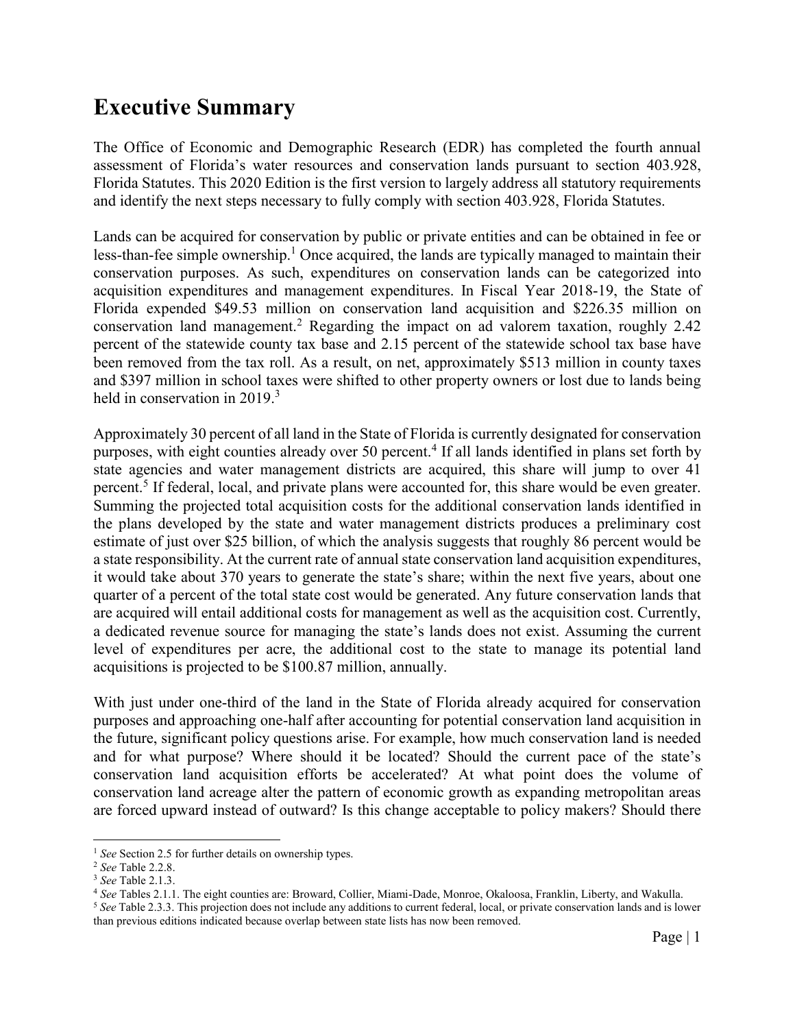# Executive Summary

The Office of Economic and Demographic Research (EDR) has completed the fourth annual assessment of Florida's water resources and conservation lands pursuant to section 403.928, Florida Statutes. This 2020 Edition is the first version to largely address all statutory requirements and identify the next steps necessary to fully comply with section 403.928, Florida Statutes.

Lands can be acquired for conservation by public or private entities and can be obtained in fee or less-than-fee simple ownership.[1] Once acquired, the lands are typically managed to maintain their conservation purposes. As such, expenditures on conservation lands can be categorized into acquisition expenditures and management expenditures. In Fiscal Year 2018-19, the State of Florida expended $49.53 million on conservation land acquisition and $226.35 million on conservation land management.[2] Regarding the impact on ad valorem taxation, roughly 2.42 percent of the statewide county tax base and 2.15 percent of the statewide school tax base have been removed from the tax roll. As a result, on net, approximately $513 million in county taxes and $397 million in school taxes were shifted to other property owners or lost due to lands being held in conservation in 2019.[3]

Approximately 30 percent of all land in the State of Florida is currently designated for conservation purposes, with eight counties already over 50 percent.[4] If all lands identified in plans set forth by state agencies and water management districts are acquired, this share will jump to over 41 percent.[5] If federal, local, and private plans were accounted for, this share would be even greater. Summing the projected total acquisition costs for the additional conservation lands identified in the plans developed by the state and water management districts produces a preliminary cost estimate of just over $25 billion, of which the analysis suggests that roughly 86 percent would be a state responsibility. At the current rate of annual state conservation land acquisition expenditures, it would take about 370 years to generate the state's share; within the next five years, about one quarter of a percent of the total state cost would be generated. Any future conservation lands that are acquired will entail additional costs for management as well as the acquisition cost. Currently, a dedicated revenue source for managing the state's lands does not exist. Assuming the current level of expenditures per acre, the additional cost to the state to manage its potential land acquisitions is projected to be $100.87 million, annually.

With just under one-third of the land in the State of Florida already acquired for conservation purposes and approaching one-half after accounting for potential conservation land acquisition in the future, significant policy questions arise. For example, how much conservation land is needed and for what purpose? Where should it be located? Should the current pace of the state's conservation land acquisition efforts be accelerated? At what point does the volume of conservation land acreage alter the pattern of economic growth as expanding metropolitan areas are forced upward instead of outward? Is this change acceptable to policy makers? Should there

---

[1] *See* Section 2.5 for further details on ownership types.

[2] *See* Table 2.2.8.

[3] *See* Table 2.1.3.

[4] *See* Tables 2.1.1. The eight counties are: Broward, Collier, Miami-Dade, Monroe, Okaloosa, Franklin, Liberty, and Wakulla.

[5] *See* Table 2.3.3. This projection does not include any additions to current federal, local, or private conservation lands and is lower than previous editions indicated because overlap between state lists has now been removed.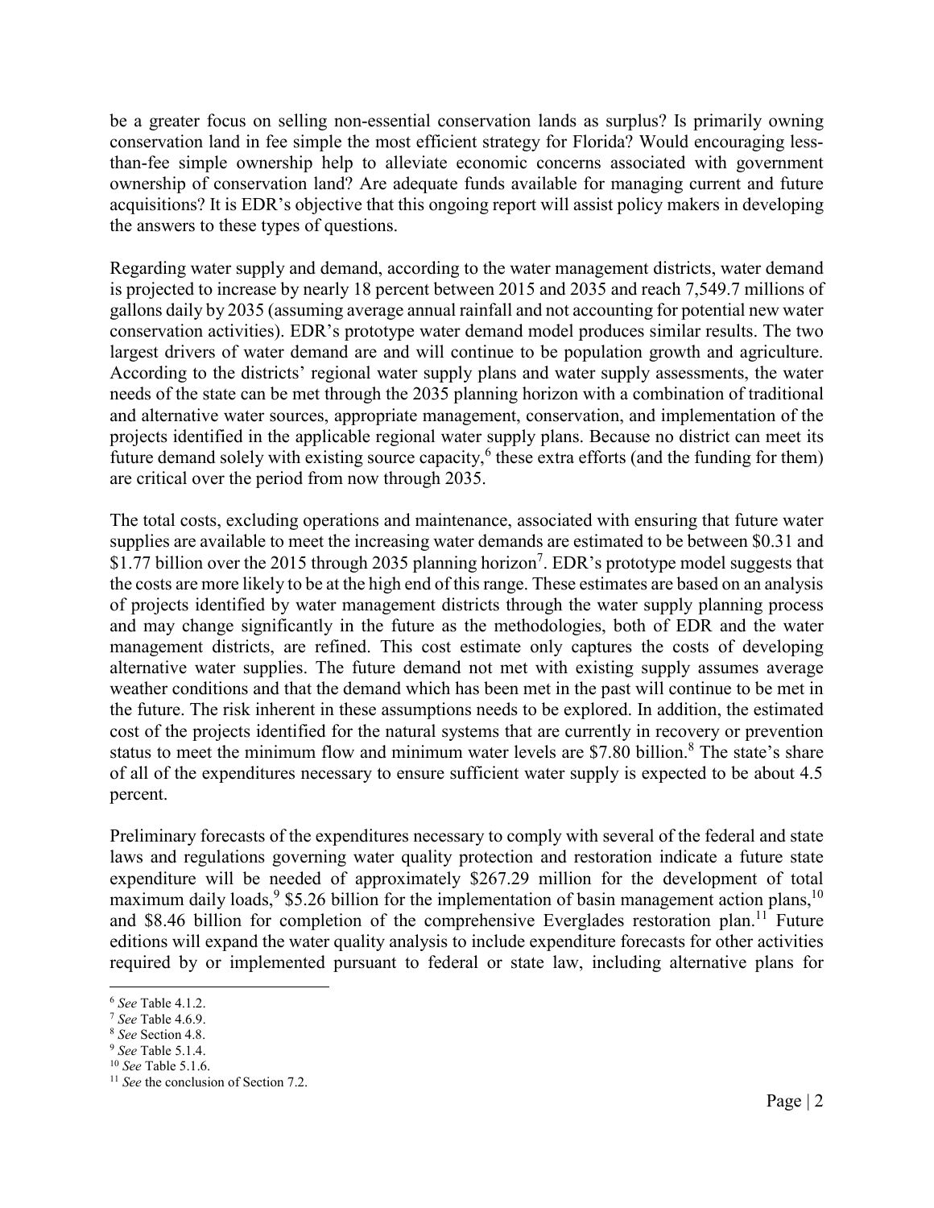be a greater focus on selling non-essential conservation lands as surplus? Is primarily owning conservation land in fee simple the most efficient strategy for Florida? Would encouraging less-than-fee simple ownership help to alleviate economic concerns associated with government ownership of conservation land? Are adequate funds available for managing current and future acquisitions? It is EDR's objective that this ongoing report will assist policy makers in developing the answers to these types of questions.

Regarding water supply and demand, according to the water management districts, water demand is projected to increase by nearly 18 percent between 2015 and 2035 and reach 7,549.7 millions of gallons daily by 2035 (assuming average annual rainfall and not accounting for potential new water conservation activities). EDR's prototype water demand model produces similar results. The two largest drivers of water demand are and will continue to be population growth and agriculture. According to the districts' regional water supply plans and water supply assessments, the water needs of the state can be met through the 2035 planning horizon with a combination of traditional and alternative water sources, appropriate management, conservation, and implementation of the projects identified in the applicable regional water supply plans. Because no district can meet its future demand solely with existing source capacity,[6] these extra efforts (and the funding for them) are critical over the period from now through 2035.

The total costs, excluding operations and maintenance, associated with ensuring that future water supplies are available to meet the increasing water demands are estimated to be between $0.31 and $1.77 billion over the 2015 through 2035 planning horizon[7]. EDR's prototype model suggests that the costs are more likely to be at the high end of this range. These estimates are based on an analysis of projects identified by water management districts through the water supply planning process and may change significantly in the future as the methodologies, both of EDR and the water management districts, are refined. This cost estimate only captures the costs of developing alternative water supplies. The future demand not met with existing supply assumes average weather conditions and that the demand which has been met in the past will continue to be met in the future. The risk inherent in these assumptions needs to be explored. In addition, the estimated cost of the projects identified for the natural systems that are currently in recovery or prevention status to meet the minimum flow and minimum water levels are $7.80 billion.[8] The state's share of all of the expenditures necessary to ensure sufficient water supply is expected to be about 4.5 percent.

Preliminary forecasts of the expenditures necessary to comply with several of the federal and state laws and regulations governing water quality protection and restoration indicate a future state expenditure will be needed of approximately $267.29 million for the development of total maximum daily loads,[9] $5.26 billion for the implementation of basin management action plans,[10] and $8.46 billion for completion of the comprehensive Everglades restoration plan.[11] Future editions will expand the water quality analysis to include expenditure forecasts for other activities required by or implemented pursuant to federal or state law, including alternative plans for

[6] *See* Table 4.1.2.
[7] *See* Table 4.6.9.
[8] *See* Section 4.8.
[9] *See* Table 5.1.4.
[10] *See* Table 5.1.6.
[11] *See* the conclusion of Section 7.2.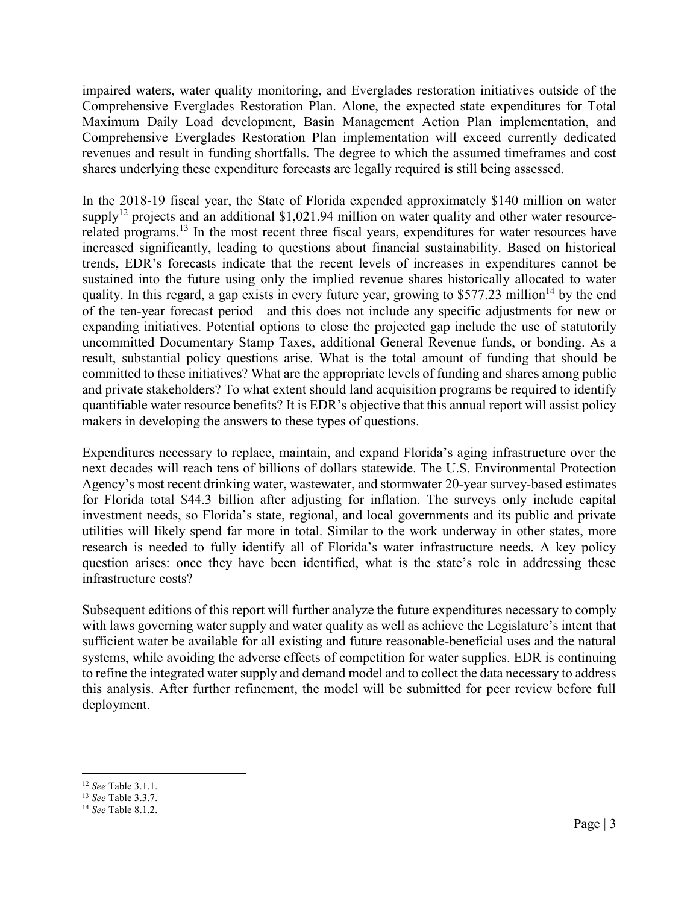impaired waters, water quality monitoring, and Everglades restoration initiatives outside of the Comprehensive Everglades Restoration Plan. Alone, the expected state expenditures for Total Maximum Daily Load development, Basin Management Action Plan implementation, and Comprehensive Everglades Restoration Plan implementation will exceed currently dedicated revenues and result in funding shortfalls. The degree to which the assumed timeframes and cost shares underlying these expenditure forecasts are legally required is still being assessed.

In the 2018-19 fiscal year, the State of Florida expended approximately $140 million on water supply[12] projects and an additional $1,021.94 million on water quality and other water resource-related programs.[13] In the most recent three fiscal years, expenditures for water resources have increased significantly, leading to questions about financial sustainability. Based on historical trends, EDR's forecasts indicate that the recent levels of increases in expenditures cannot be sustained into the future using only the implied revenue shares historically allocated to water quality. In this regard, a gap exists in every future year, growing to $577.23 million[14] by the end of the ten-year forecast period—and this does not include any specific adjustments for new or expanding initiatives. Potential options to close the projected gap include the use of statutorily uncommitted Documentary Stamp Taxes, additional General Revenue funds, or bonding. As a result, substantial policy questions arise. What is the total amount of funding that should be committed to these initiatives? What are the appropriate levels of funding and shares among public and private stakeholders? To what extent should land acquisition programs be required to identify quantifiable water resource benefits? It is EDR's objective that this annual report will assist policy makers in developing the answers to these types of questions.

Expenditures necessary to replace, maintain, and expand Florida's aging infrastructure over the next decades will reach tens of billions of dollars statewide. The U.S. Environmental Protection Agency's most recent drinking water, wastewater, and stormwater 20-year survey-based estimates for Florida total $44.3 billion after adjusting for inflation. The surveys only include capital investment needs, so Florida's state, regional, and local governments and its public and private utilities will likely spend far more in total. Similar to the work underway in other states, more research is needed to fully identify all of Florida's water infrastructure needs. A key policy question arises: once they have been identified, what is the state's role in addressing these infrastructure costs?

Subsequent editions of this report will further analyze the future expenditures necessary to comply with laws governing water supply and water quality as well as achieve the Legislature's intent that sufficient water be available for all existing and future reasonable-beneficial uses and the natural systems, while avoiding the adverse effects of competition for water supplies. EDR is continuing to refine the integrated water supply and demand model and to collect the data necessary to address this analysis. After further refinement, the model will be submitted for peer review before full deployment.

---

[12] *See* Table 3.1.1.
[13] *See* Table 3.3.7.
[14] *See* Table 8.1.2.